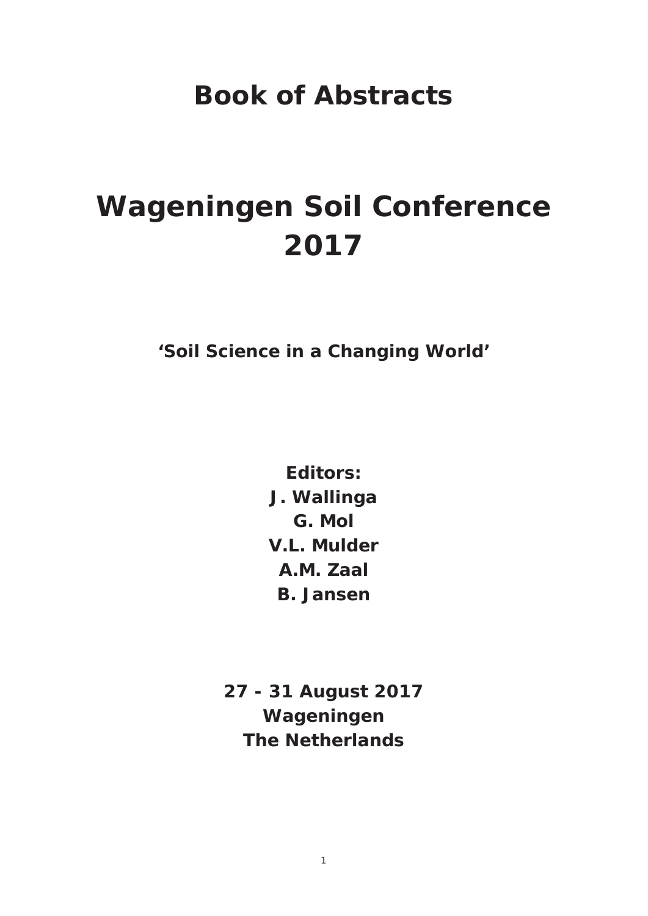# Book of Abstracts

# Wageningen Soil Conference 2017

**'Soil Science in a Changing World'**

**Editors:**
**J. Wallinga**
**G. Mol**
**V.L. Mulder**
**A.M. Zaal**
**B. Jansen**

**27 - 31 August 2017**
**Wageningen**
**The Netherlands**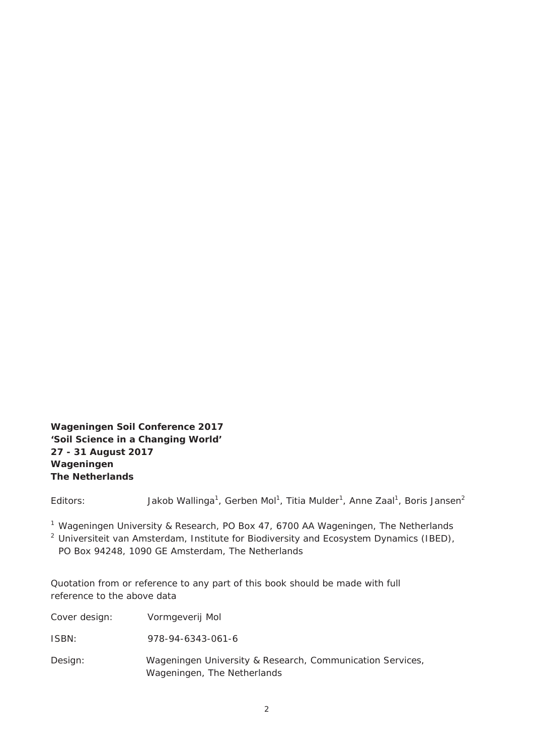**Wageningen Soil Conference 2017**
**'Soil Science in a Changing World'**
**27 - 31 August 2017**
**Wageningen**
**The Netherlands**

Editors: Jakob Wallinga[1], Gerben Mol[1], Titia Mulder[1], Anne Zaal[1], Boris Jansen[2]

[1] Wageningen University & Research, PO Box 47, 6700 AA Wageningen, The Netherlands
[2] Universiteit van Amsterdam, Institute for Biodiversity and Ecosystem Dynamics (IBED), PO Box 94248, 1090 GE Amsterdam, The Netherlands

Quotation from or reference to any part of this book should be made with full reference to the above data

Cover design: Vormgeverij Mol

ISBN: 978-94-6343-061-6

Design: Wageningen University & Research, Communication Services, Wageningen, The Netherlands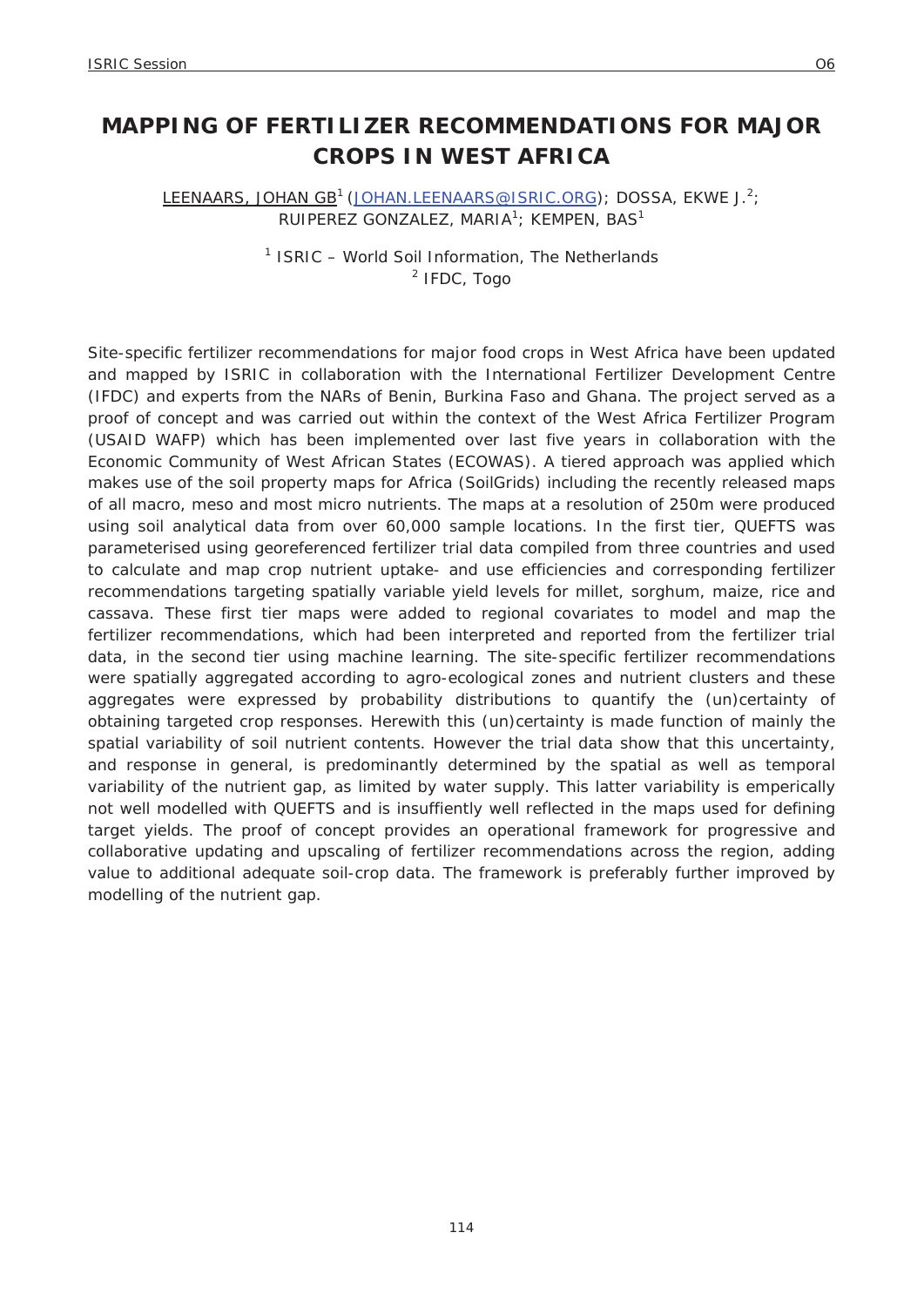# MAPPING OF FERTILIZER RECOMMENDATIONS FOR MAJOR CROPS IN WEST AFRICA

LEENAARS, JOHAN GB[1] (JOHAN.LEENAARS@ISRIC.ORG); DOSSA, EKWE J.[2]; RUIPEREZ GONZALEZ, MARIA[1]; KEMPEN, BAS[1]

[1] ISRIC – World Soil Information, The Netherlands
[2] IFDC, Togo

Site-specific fertilizer recommendations for major food crops in West Africa have been updated and mapped by ISRIC in collaboration with the International Fertilizer Development Centre (IFDC) and experts from the NARs of Benin, Burkina Faso and Ghana. The project served as a proof of concept and was carried out within the context of the West Africa Fertilizer Program (USAID WAFP) which has been implemented over last five years in collaboration with the Economic Community of West African States (ECOWAS). A tiered approach was applied which makes use of the soil property maps for Africa (SoilGrids) including the recently released maps of all macro, meso and most micro nutrients. The maps at a resolution of 250m were produced using soil analytical data from over 60,000 sample locations. In the first tier, QUEFTS was parameterised using georeferenced fertilizer trial data compiled from three countries and used to calculate and map crop nutrient uptake- and use efficiencies and corresponding fertilizer recommendations targeting spatially variable yield levels for millet, sorghum, maize, rice and cassava. These first tier maps were added to regional covariates to model and map the fertilizer recommendations, which had been interpreted and reported from the fertilizer trial data, in the second tier using machine learning. The site-specific fertilizer recommendations were spatially aggregated according to agro-ecological zones and nutrient clusters and these aggregates were expressed by probability distributions to quantify the (un)certainty of obtaining targeted crop responses. Herewith this (un)certainty is made function of mainly the spatial variability of soil nutrient contents. However the trial data show that this uncertainty, and response in general, is predominantly determined by the spatial as well as temporal variability of the nutrient gap, as limited by water supply. This latter variability is emperically not well modelled with QUEFTS and is insuffiently well reflected in the maps used for defining target yields. The proof of concept provides an operational framework for progressive and collaborative updating and upscaling of fertilizer recommendations across the region, adding value to additional adequate soil-crop data. The framework is preferably further improved by modelling of the nutrient gap.